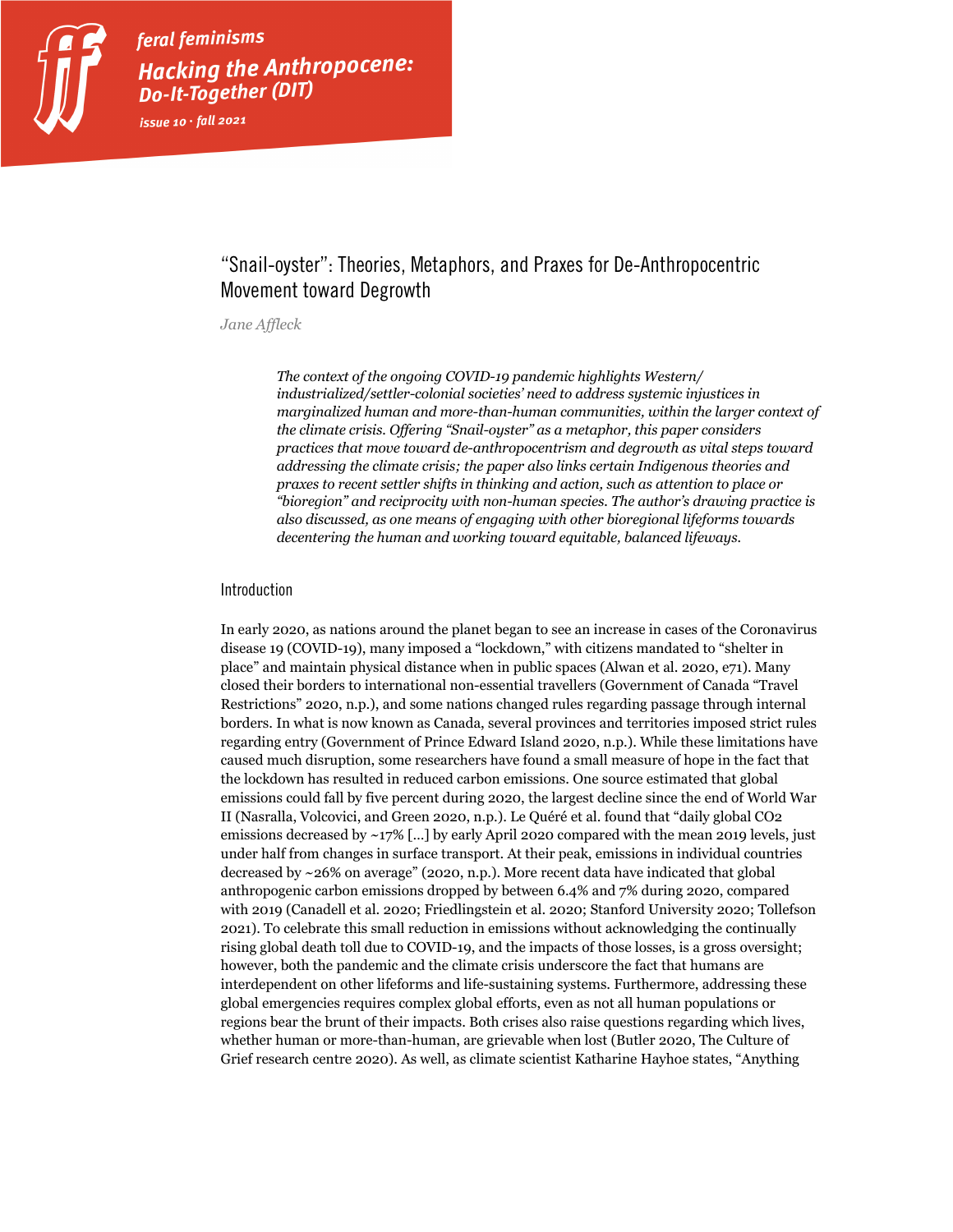# "Snail-oyster": Theories, Metaphors, and Praxes for De-Anthropocentric Movement toward Degrowth

*Jane Affleck*

*The context of the ongoing COVID-19 pandemic highlights Western/industrialized/settler-colonial societies' need to address systemic injustices in marginalized human and more-than-human communities, within the larger context of the climate crisis. Offering "Snail-oyster" as a metaphor, this paper considers practices that move toward de-anthropocentrism and degrowth as vital steps toward addressing the climate crisis; the paper also links certain Indigenous theories and praxes to recent settler shifts in thinking and action, such as attention to place or "bioregion" and reciprocity with non-human species. The author's drawing practice is also discussed, as one means of engaging with other bioregional lifeforms towards decentering the human and working toward equitable, balanced lifeways.*

## Introduction

In early 2020, as nations around the planet began to see an increase in cases of the Coronavirus disease 19 (COVID-19), many imposed a "lockdown," with citizens mandated to "shelter in place" and maintain physical distance when in public spaces (Alwan et al. 2020, e71). Many closed their borders to international non-essential travellers (Government of Canada "Travel Restrictions" 2020, n.p.), and some nations changed rules regarding passage through internal borders. In what is now known as Canada, several provinces and territories imposed strict rules regarding entry (Government of Prince Edward Island 2020, n.p.). While these limitations have caused much disruption, some researchers have found a small measure of hope in the fact that the lockdown has resulted in reduced carbon emissions. One source estimated that global emissions could fall by five percent during 2020, the largest decline since the end of World War II (Nasralla, Volcovici, and Green 2020, n.p.). Le Quéré et al. found that "daily global CO2 emissions decreased by ~17% [...] by early April 2020 compared with the mean 2019 levels, just under half from changes in surface transport. At their peak, emissions in individual countries decreased by ~26% on average" (2020, n.p.). More recent data have indicated that global anthropogenic carbon emissions dropped by between 6.4% and 7% during 2020, compared with 2019 (Canadell et al. 2020; Friedlingstein et al. 2020; Stanford University 2020; Tollefson 2021). To celebrate this small reduction in emissions without acknowledging the continually rising global death toll due to COVID-19, and the impacts of those losses, is a gross oversight; however, both the pandemic and the climate crisis underscore the fact that humans are interdependent on other lifeforms and life-sustaining systems. Furthermore, addressing these global emergencies requires complex global efforts, even as not all human populations or regions bear the brunt of their impacts. Both crises also raise questions regarding which lives, whether human or more-than-human, are grievable when lost (Butler 2020, The Culture of Grief research centre 2020). As well, as climate scientist Katharine Hayhoe states, "Anything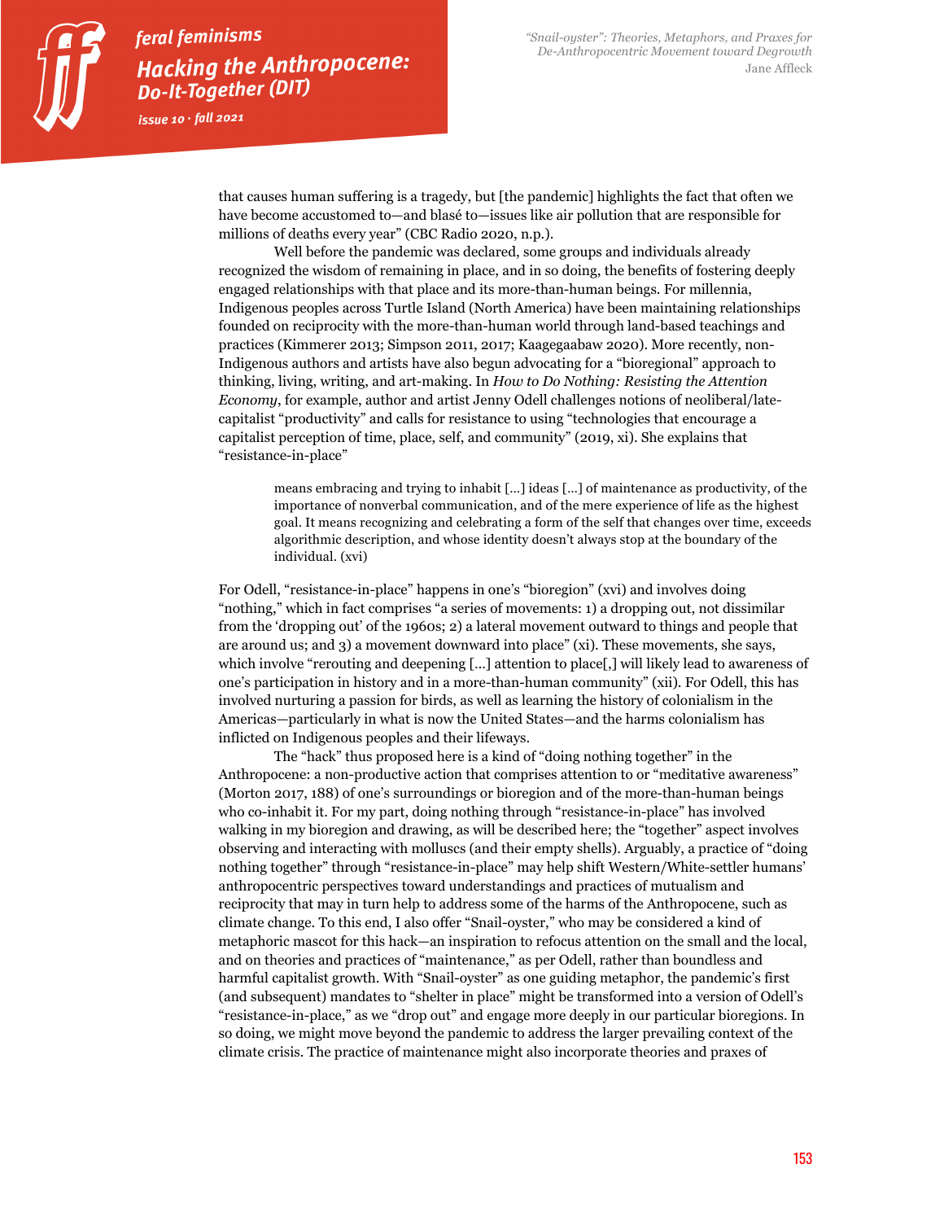that causes human suffering is a tragedy, but [the pandemic] highlights the fact that often we have become accustomed to—and blasé to—issues like air pollution that are responsible for millions of deaths every year" (CBC Radio 2020, n.p.).

Well before the pandemic was declared, some groups and individuals already recognized the wisdom of remaining in place, and in so doing, the benefits of fostering deeply engaged relationships with that place and its more-than-human beings. For millennia, Indigenous peoples across Turtle Island (North America) have been maintaining relationships founded on reciprocity with the more-than-human world through land-based teachings and practices (Kimmerer 2013; Simpson 2011, 2017; Kaagegaabaw 2020). More recently, non-Indigenous authors and artists have also begun advocating for a "bioregional" approach to thinking, living, writing, and art-making. In *How to Do Nothing: Resisting the Attention Economy*, for example, author and artist Jenny Odell challenges notions of neoliberal/late-capitalist "productivity" and calls for resistance to using "technologies that encourage a capitalist perception of time, place, self, and community" (2019, xi). She explains that "resistance-in-place"

> means embracing and trying to inhabit [...] ideas [...] of maintenance as productivity, of the importance of nonverbal communication, and of the mere experience of life as the highest goal. It means recognizing and celebrating a form of the self that changes over time, exceeds algorithmic description, and whose identity doesn't always stop at the boundary of the individual. (xvi)

For Odell, "resistance-in-place" happens in one's "bioregion" (xvi) and involves doing "nothing," which in fact comprises "a series of movements: 1) a dropping out, not dissimilar from the 'dropping out' of the 1960s; 2) a lateral movement outward to things and people that are around us; and 3) a movement downward into place" (xi). These movements, she says, which involve "rerouting and deepening [...] attention to place[,] will likely lead to awareness of one's participation in history and in a more-than-human community" (xii). For Odell, this has involved nurturing a passion for birds, as well as learning the history of colonialism in the Americas—particularly in what is now the United States—and the harms colonialism has inflicted on Indigenous peoples and their lifeways.

The "hack" thus proposed here is a kind of "doing nothing together" in the Anthropocene: a non-productive action that comprises attention to or "meditative awareness" (Morton 2017, 188) of one's surroundings or bioregion and of the more-than-human beings who co-inhabit it. For my part, doing nothing through "resistance-in-place" has involved walking in my bioregion and drawing, as will be described here; the "together" aspect involves observing and interacting with molluscs (and their empty shells). Arguably, a practice of "doing nothing together" through "resistance-in-place" may help shift Western/White-settler humans' anthropocentric perspectives toward understandings and practices of mutualism and reciprocity that may in turn help to address some of the harms of the Anthropocene, such as climate change. To this end, I also offer "Snail-oyster," who may be considered a kind of metaphoric mascot for this hack—an inspiration to refocus attention on the small and the local, and on theories and practices of "maintenance," as per Odell, rather than boundless and harmful capitalist growth. With "Snail-oyster" as one guiding metaphor, the pandemic's first (and subsequent) mandates to "shelter in place" might be transformed into a version of Odell's "resistance-in-place," as we "drop out" and engage more deeply in our particular bioregions. In so doing, we might move beyond the pandemic to address the larger prevailing context of the climate crisis. The practice of maintenance might also incorporate theories and praxes of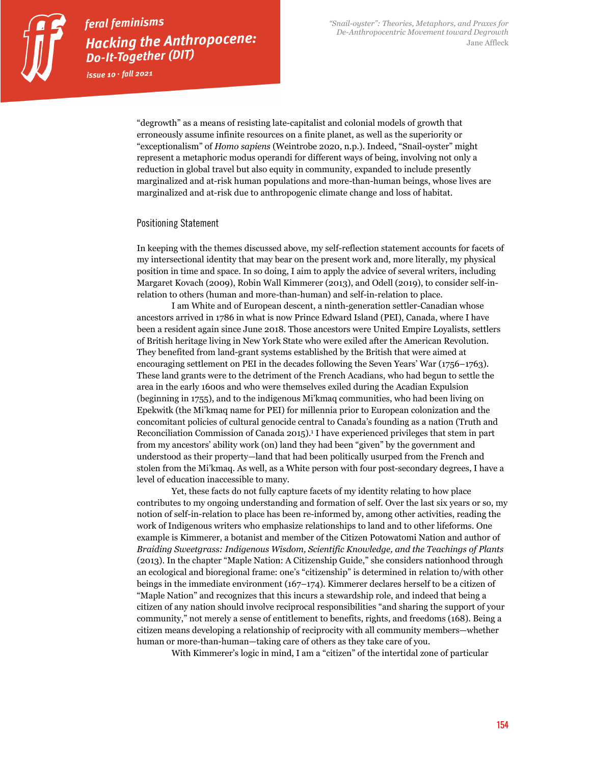"degrowth" as a means of resisting late-capitalist and colonial models of growth that erroneously assume infinite resources on a finite planet, as well as the superiority or "exceptionalism" of *Homo sapiens* (Weintrobe 2020, n.p.). Indeed, "Snail-oyster" might represent a metaphoric modus operandi for different ways of being, involving not only a reduction in global travel but also equity in community, expanded to include presently marginalized and at-risk human populations and more-than-human beings, whose lives are marginalized and at-risk due to anthropogenic climate change and loss of habitat.

## Positioning Statement

In keeping with the themes discussed above, my self-reflection statement accounts for facets of my intersectional identity that may bear on the present work and, more literally, my physical position in time and space. In so doing, I aim to apply the advice of several writers, including Margaret Kovach (2009), Robin Wall Kimmerer (2013), and Odell (2019), to consider self-in-relation to others (human and more-than-human) and self-in-relation to place.

I am White and of European descent, a ninth-generation settler-Canadian whose ancestors arrived in 1786 in what is now Prince Edward Island (PEI), Canada, where I have been a resident again since June 2018. Those ancestors were United Empire Loyalists, settlers of British heritage living in New York State who were exiled after the American Revolution. They benefited from land-grant systems established by the British that were aimed at encouraging settlement on PEI in the decades following the Seven Years' War (1756–1763). These land grants were to the detriment of the French Acadians, who had begun to settle the area in the early 1600s and who were themselves exiled during the Acadian Expulsion (beginning in 1755), and to the indigenous Mi'kmaq communities, who had been living on Epekwitk (the Mi'kmaq name for PEI) for millennia prior to European colonization and the concomitant policies of cultural genocide central to Canada's founding as a nation (Truth and Reconciliation Commission of Canada 2015).[1] I have experienced privileges that stem in part from my ancestors' ability work (on) land they had been "given" by the government and understood as their property—land that had been politically usurped from the French and stolen from the Mi'kmaq. As well, as a White person with four post-secondary degrees, I have a level of education inaccessible to many.

Yet, these facts do not fully capture facets of my identity relating to how place contributes to my ongoing understanding and formation of self. Over the last six years or so, my notion of self-in-relation to place has been re-informed by, among other activities, reading the work of Indigenous writers who emphasize relationships to land and to other lifeforms. One example is Kimmerer, a botanist and member of the Citizen Potowatomi Nation and author of *Braiding Sweetgrass: Indigenous Wisdom, Scientific Knowledge, and the Teachings of Plants* (2013). In the chapter "Maple Nation: A Citizenship Guide," she considers nationhood through an ecological and bioregional frame: one's "citizenship" is determined in relation to/with other beings in the immediate environment (167–174). Kimmerer declares herself to be a citizen of "Maple Nation" and recognizes that this incurs a stewardship role, and indeed that being a citizen of any nation should involve reciprocal responsibilities "and sharing the support of your community," not merely a sense of entitlement to benefits, rights, and freedoms (168). Being a citizen means developing a relationship of reciprocity with all community members—whether human or more-than-human—taking care of others as they take care of you.

With Kimmerer's logic in mind, I am a "citizen" of the intertidal zone of particular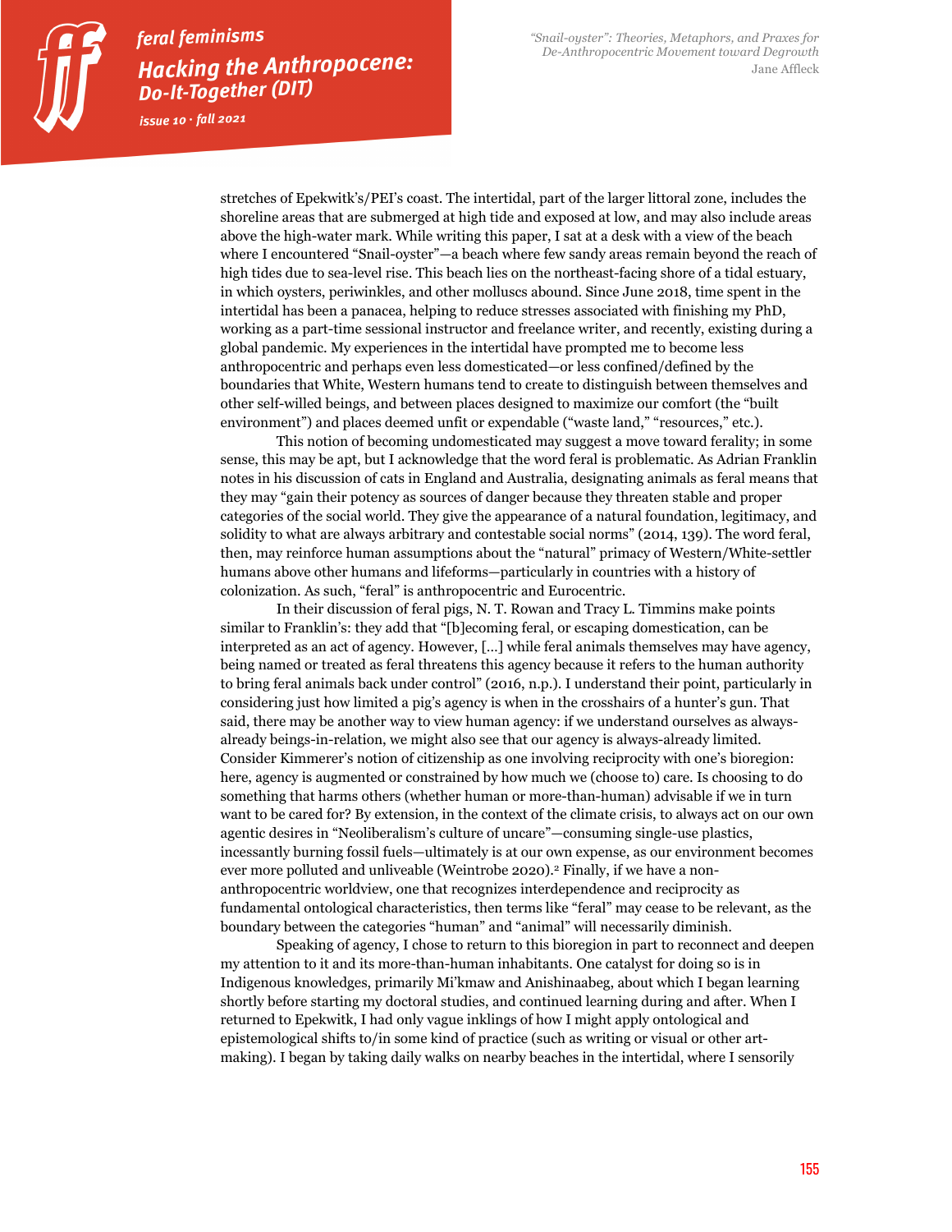stretches of Epekwitk's/PEI's coast. The intertidal, part of the larger littoral zone, includes the shoreline areas that are submerged at high tide and exposed at low, and may also include areas above the high-water mark. While writing this paper, I sat at a desk with a view of the beach where I encountered "Snail-oyster"—a beach where few sandy areas remain beyond the reach of high tides due to sea-level rise. This beach lies on the northeast-facing shore of a tidal estuary, in which oysters, periwinkles, and other molluscs abound. Since June 2018, time spent in the intertidal has been a panacea, helping to reduce stresses associated with finishing my PhD, working as a part-time sessional instructor and freelance writer, and recently, existing during a global pandemic. My experiences in the intertidal have prompted me to become less anthropocentric and perhaps even less domesticated—or less confined/defined by the boundaries that White, Western humans tend to create to distinguish between themselves and other self-willed beings, and between places designed to maximize our comfort (the "built environment") and places deemed unfit or expendable ("waste land," "resources," etc.).

This notion of becoming undomesticated may suggest a move toward ferality; in some sense, this may be apt, but I acknowledge that the word feral is problematic. As Adrian Franklin notes in his discussion of cats in England and Australia, designating animals as feral means that they may "gain their potency as sources of danger because they threaten stable and proper categories of the social world. They give the appearance of a natural foundation, legitimacy, and solidity to what are always arbitrary and contestable social norms" (2014, 139). The word feral, then, may reinforce human assumptions about the "natural" primacy of Western/White-settler humans above other humans and lifeforms—particularly in countries with a history of colonization. As such, "feral" is anthropocentric and Eurocentric.

In their discussion of feral pigs, N. T. Rowan and Tracy L. Timmins make points similar to Franklin's: they add that "[b]ecoming feral, or escaping domestication, can be interpreted as an act of agency. However, [...] while feral animals themselves may have agency, being named or treated as feral threatens this agency because it refers to the human authority to bring feral animals back under control" (2016, n.p.). I understand their point, particularly in considering just how limited a pig's agency is when in the crosshairs of a hunter's gun. That said, there may be another way to view human agency: if we understand ourselves as always-already beings-in-relation, we might also see that our agency is always-already limited. Consider Kimmerer's notion of citizenship as one involving reciprocity with one's bioregion: here, agency is augmented or constrained by how much we (choose to) care. Is choosing to do something that harms others (whether human or more-than-human) advisable if we in turn want to be cared for? By extension, in the context of the climate crisis, to always act on our own agentic desires in "Neoliberalism's culture of uncare"—consuming single-use plastics, incessantly burning fossil fuels—ultimately is at our own expense, as our environment becomes ever more polluted and unliveable (Weintrobe 2020).[2] Finally, if we have a non-anthropocentric worldview, one that recognizes interdependence and reciprocity as fundamental ontological characteristics, then terms like "feral" may cease to be relevant, as the boundary between the categories "human" and "animal" will necessarily diminish.

Speaking of agency, I chose to return to this bioregion in part to reconnect and deepen my attention to it and its more-than-human inhabitants. One catalyst for doing so is in Indigenous knowledges, primarily Mi'kmaw and Anishinaabeg, about which I began learning shortly before starting my doctoral studies, and continued learning during and after. When I returned to Epekwitk, I had only vague inklings of how I might apply ontological and epistemological shifts to/in some kind of practice (such as writing or visual or other art-making). I began by taking daily walks on nearby beaches in the intertidal, where I sensorily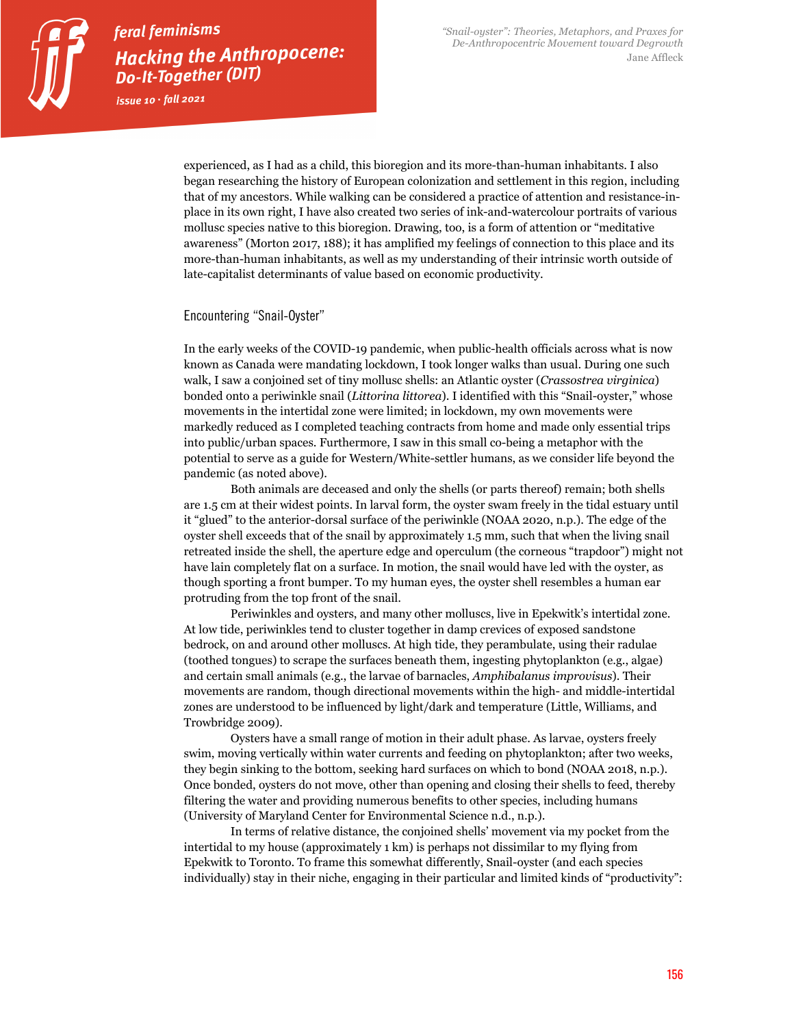experienced, as I had as a child, this bioregion and its more-than-human inhabitants. I also began researching the history of European colonization and settlement in this region, including that of my ancestors. While walking can be considered a practice of attention and resistance-in-place in its own right, I have also created two series of ink-and-watercolour portraits of various mollusc species native to this bioregion. Drawing, too, is a form of attention or "meditative awareness" (Morton 2017, 188); it has amplified my feelings of connection to this place and its more-than-human inhabitants, as well as my understanding of their intrinsic worth outside of late-capitalist determinants of value based on economic productivity.

## Encountering "Snail-Oyster"

In the early weeks of the COVID-19 pandemic, when public-health officials across what is now known as Canada were mandating lockdown, I took longer walks than usual. During one such walk, I saw a conjoined set of tiny mollusc shells: an Atlantic oyster (*Crassostrea virginica*) bonded onto a periwinkle snail (*Littorina littorea*). I identified with this "Snail-oyster," whose movements in the intertidal zone were limited; in lockdown, my own movements were markedly reduced as I completed teaching contracts from home and made only essential trips into public/urban spaces. Furthermore, I saw in this small co-being a metaphor with the potential to serve as a guide for Western/White-settler humans, as we consider life beyond the pandemic (as noted above).

Both animals are deceased and only the shells (or parts thereof) remain; both shells are 1.5 cm at their widest points. In larval form, the oyster swam freely in the tidal estuary until it "glued" to the anterior-dorsal surface of the periwinkle (NOAA 2020, n.p.). The edge of the oyster shell exceeds that of the snail by approximately 1.5 mm, such that when the living snail retreated inside the shell, the aperture edge and operculum (the corneous "trapdoor") might not have lain completely flat on a surface. In motion, the snail would have led with the oyster, as though sporting a front bumper. To my human eyes, the oyster shell resembles a human ear protruding from the top front of the snail.

Periwinkles and oysters, and many other molluscs, live in Epekwitk's intertidal zone. At low tide, periwinkles tend to cluster together in damp crevices of exposed sandstone bedrock, on and around other molluscs. At high tide, they perambulate, using their radulae (toothed tongues) to scrape the surfaces beneath them, ingesting phytoplankton (e.g., algae) and certain small animals (e.g., the larvae of barnacles, *Amphibalanus improvisus*). Their movements are random, though directional movements within the high- and middle-intertidal zones are understood to be influenced by light/dark and temperature (Little, Williams, and Trowbridge 2009).

Oysters have a small range of motion in their adult phase. As larvae, oysters freely swim, moving vertically within water currents and feeding on phytoplankton; after two weeks, they begin sinking to the bottom, seeking hard surfaces on which to bond (NOAA 2018, n.p.). Once bonded, oysters do not move, other than opening and closing their shells to feed, thereby filtering the water and providing numerous benefits to other species, including humans (University of Maryland Center for Environmental Science n.d., n.p.).

In terms of relative distance, the conjoined shells' movement via my pocket from the intertidal to my house (approximately 1 km) is perhaps not dissimilar to my flying from Epekwitk to Toronto. To frame this somewhat differently, Snail-oyster (and each species individually) stay in their niche, engaging in their particular and limited kinds of "productivity":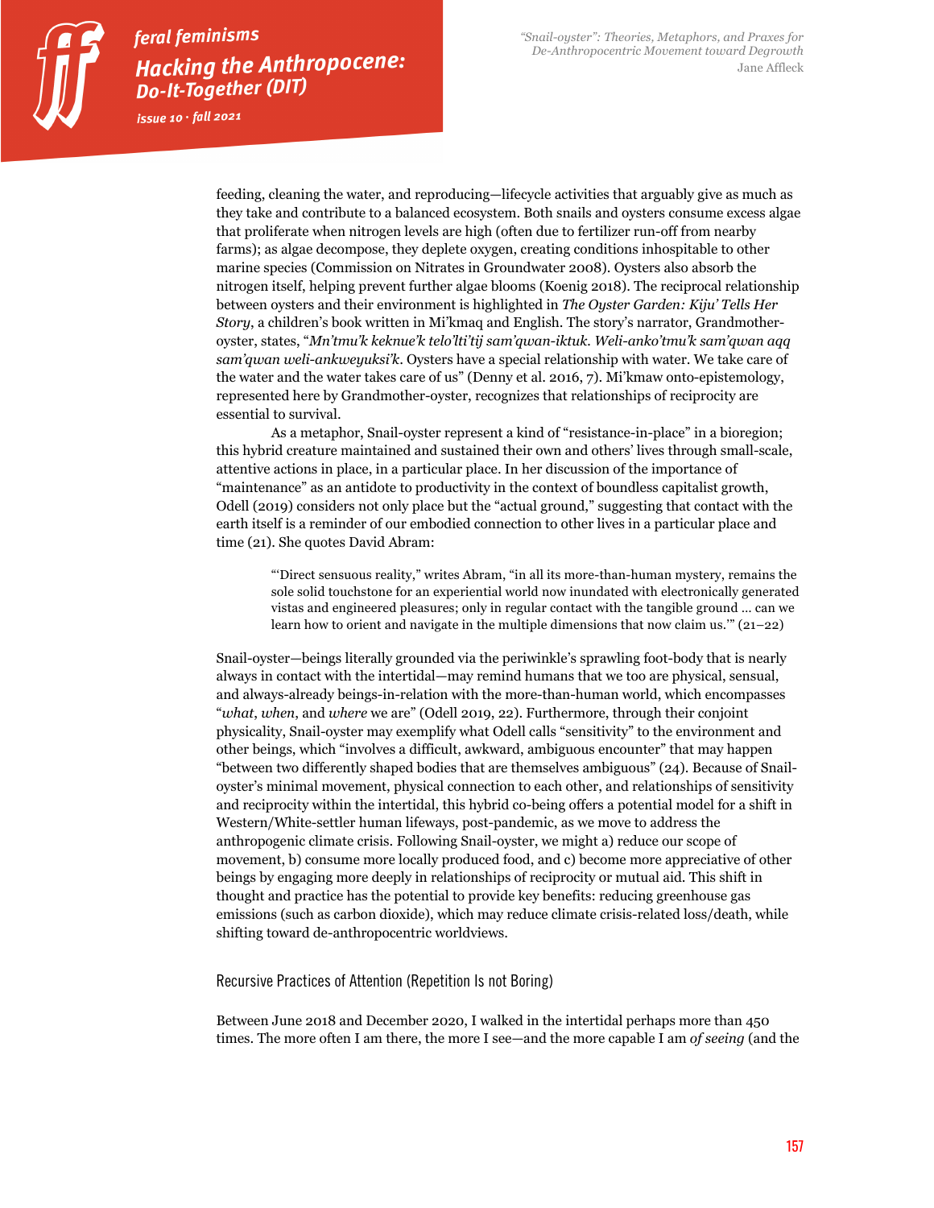feeding, cleaning the water, and reproducing—lifecycle activities that arguably give as much as they take and contribute to a balanced ecosystem. Both snails and oysters consume excess algae that proliferate when nitrogen levels are high (often due to fertilizer run-off from nearby farms); as algae decompose, they deplete oxygen, creating conditions inhospitable to other marine species (Commission on Nitrates in Groundwater 2008). Oysters also absorb the nitrogen itself, helping prevent further algae blooms (Koenig 2018). The reciprocal relationship between oysters and their environment is highlighted in *The Oyster Garden: Kiju' Tells Her Story*, a children's book written in Mi'kmaq and English. The story's narrator, Grandmother-oyster, states, "*Mn'tmu'k keknue'k telo'lti'tij sam'qwan-iktuk. Weli-anko'tmu'k sam'qwan aqq sam'qwan weli-ankweyuksi'k*. Oysters have a special relationship with water. We take care of the water and the water takes care of us" (Denny et al. 2016, 7). Mi'kmaw onto-epistemology, represented here by Grandmother-oyster, recognizes that relationships of reciprocity are essential to survival.

As a metaphor, Snail-oyster represent a kind of "resistance-in-place" in a bioregion; this hybrid creature maintained and sustained their own and others' lives through small-scale, attentive actions in place, in a particular place. In her discussion of the importance of "maintenance" as an antidote to productivity in the context of boundless capitalist growth, Odell (2019) considers not only place but the "actual ground," suggesting that contact with the earth itself is a reminder of our embodied connection to other lives in a particular place and time (21). She quotes David Abram:

> "'Direct sensuous reality," writes Abram, "in all its more-than-human mystery, remains the sole solid touchstone for an experiential world now inundated with electronically generated vistas and engineered pleasures; only in regular contact with the tangible ground … can we learn how to orient and navigate in the multiple dimensions that now claim us.'" (21–22)

Snail-oyster—beings literally grounded via the periwinkle's sprawling foot-body that is nearly always in contact with the intertidal—may remind humans that we too are physical, sensual, and always-already beings-in-relation with the more-than-human world, which encompasses "*what*, *when*, and *where* we are" (Odell 2019, 22). Furthermore, through their conjoint physicality, Snail-oyster may exemplify what Odell calls "sensitivity" to the environment and other beings, which "involves a difficult, awkward, ambiguous encounter" that may happen "between two differently shaped bodies that are themselves ambiguous" (24). Because of Snail-oyster's minimal movement, physical connection to each other, and relationships of sensitivity and reciprocity within the intertidal, this hybrid co-being offers a potential model for a shift in Western/White-settler human lifeways, post-pandemic, as we move to address the anthropogenic climate crisis. Following Snail-oyster, we might a) reduce our scope of movement, b) consume more locally produced food, and c) become more appreciative of other beings by engaging more deeply in relationships of reciprocity or mutual aid. This shift in thought and practice has the potential to provide key benefits: reducing greenhouse gas emissions (such as carbon dioxide), which may reduce climate crisis-related loss/death, while shifting toward de-anthropocentric worldviews.

## Recursive Practices of Attention (Repetition Is not Boring)

Between June 2018 and December 2020, I walked in the intertidal perhaps more than 450 times. The more often I am there, the more I see—and the more capable I am *of seeing* (and the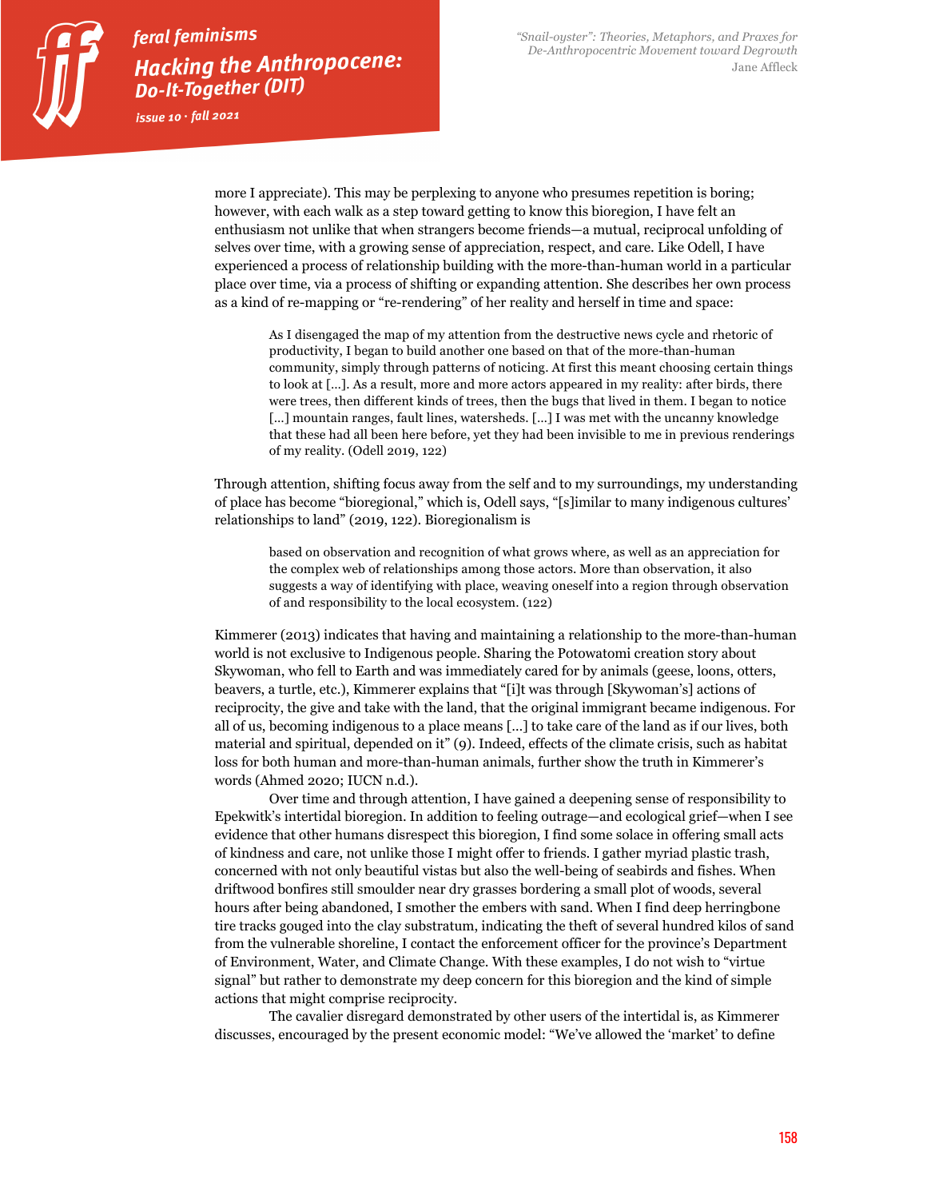more I appreciate). This may be perplexing to anyone who presumes repetition is boring; however, with each walk as a step toward getting to know this bioregion, I have felt an enthusiasm not unlike that when strangers become friends—a mutual, reciprocal unfolding of selves over time, with a growing sense of appreciation, respect, and care. Like Odell, I have experienced a process of relationship building with the more-than-human world in a particular place over time, via a process of shifting or expanding attention. She describes her own process as a kind of re-mapping or "re-rendering" of her reality and herself in time and space:

> As I disengaged the map of my attention from the destructive news cycle and rhetoric of productivity, I began to build another one based on that of the more-than-human community, simply through patterns of noticing. At first this meant choosing certain things to look at […]. As a result, more and more actors appeared in my reality: after birds, there were trees, then different kinds of trees, then the bugs that lived in them. I began to notice […] mountain ranges, fault lines, watersheds. […] I was met with the uncanny knowledge that these had all been here before, yet they had been invisible to me in previous renderings of my reality. (Odell 2019, 122)

Through attention, shifting focus away from the self and to my surroundings, my understanding of place has become "bioregional," which is, Odell says, "[s]imilar to many indigenous cultures' relationships to land" (2019, 122). Bioregionalism is

> based on observation and recognition of what grows where, as well as an appreciation for the complex web of relationships among those actors. More than observation, it also suggests a way of identifying with place, weaving oneself into a region through observation of and responsibility to the local ecosystem. (122)

Kimmerer (2013) indicates that having and maintaining a relationship to the more-than-human world is not exclusive to Indigenous people. Sharing the Potowatomi creation story about Skywoman, who fell to Earth and was immediately cared for by animals (geese, loons, otters, beavers, a turtle, etc.), Kimmerer explains that "[i]t was through [Skywoman's] actions of reciprocity, the give and take with the land, that the original immigrant became indigenous. For all of us, becoming indigenous to a place means […] to take care of the land as if our lives, both material and spiritual, depended on it" (9). Indeed, effects of the climate crisis, such as habitat loss for both human and more-than-human animals, further show the truth in Kimmerer's words (Ahmed 2020; IUCN n.d.).

Over time and through attention, I have gained a deepening sense of responsibility to Epekwitk's intertidal bioregion. In addition to feeling outrage—and ecological grief—when I see evidence that other humans disrespect this bioregion, I find some solace in offering small acts of kindness and care, not unlike those I might offer to friends. I gather myriad plastic trash, concerned with not only beautiful vistas but also the well-being of seabirds and fishes. When driftwood bonfires still smoulder near dry grasses bordering a small plot of woods, several hours after being abandoned, I smother the embers with sand. When I find deep herringbone tire tracks gouged into the clay substratum, indicating the theft of several hundred kilos of sand from the vulnerable shoreline, I contact the enforcement officer for the province's Department of Environment, Water, and Climate Change. With these examples, I do not wish to "virtue signal" but rather to demonstrate my deep concern for this bioregion and the kind of simple actions that might comprise reciprocity.

The cavalier disregard demonstrated by other users of the intertidal is, as Kimmerer discusses, encouraged by the present economic model: "We've allowed the 'market' to define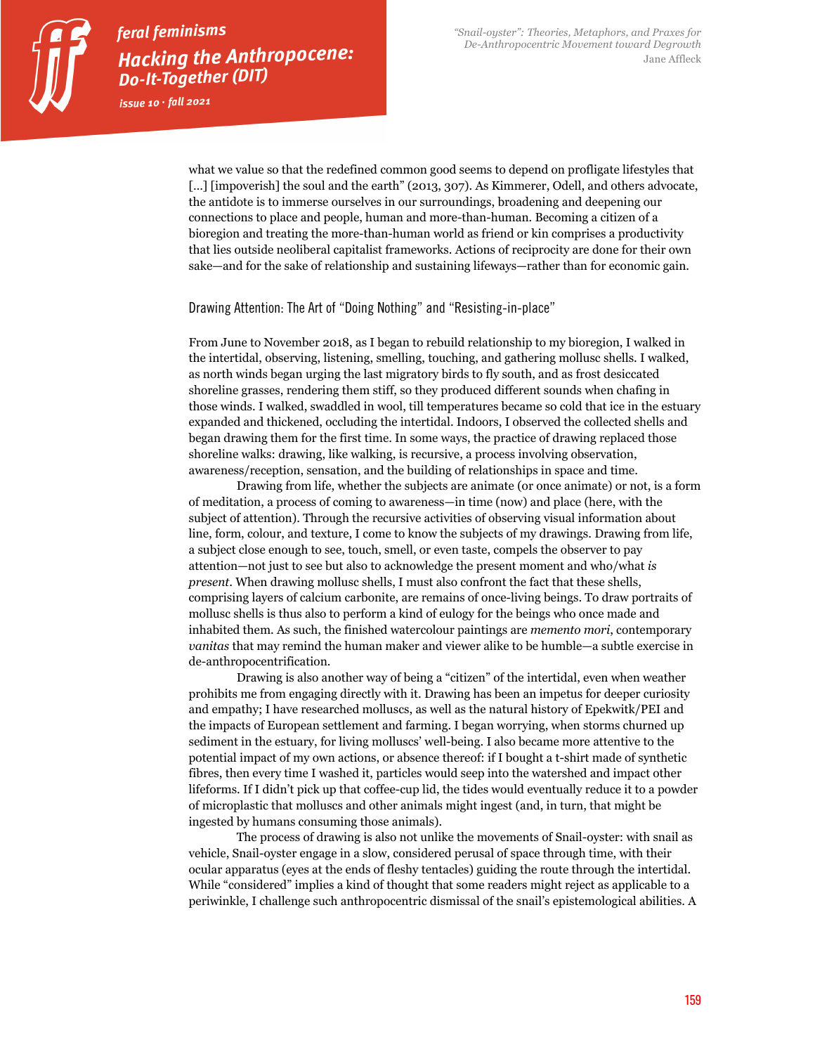what we value so that the redefined common good seems to depend on profligate lifestyles that […] [impoverish] the soul and the earth" (2013, 307). As Kimmerer, Odell, and others advocate, the antidote is to immerse ourselves in our surroundings, broadening and deepening our connections to place and people, human and more-than-human. Becoming a citizen of a bioregion and treating the more-than-human world as friend or kin comprises a productivity that lies outside neoliberal capitalist frameworks. Actions of reciprocity are done for their own sake—and for the sake of relationship and sustaining lifeways—rather than for economic gain.

## Drawing Attention: The Art of "Doing Nothing" and "Resisting-in-place"

From June to November 2018, as I began to rebuild relationship to my bioregion, I walked in the intertidal, observing, listening, smelling, touching, and gathering mollusc shells. I walked, as north winds began urging the last migratory birds to fly south, and as frost desiccated shoreline grasses, rendering them stiff, so they produced different sounds when chafing in those winds. I walked, swaddled in wool, till temperatures became so cold that ice in the estuary expanded and thickened, occluding the intertidal. Indoors, I observed the collected shells and began drawing them for the first time. In some ways, the practice of drawing replaced those shoreline walks: drawing, like walking, is recursive, a process involving observation, awareness/reception, sensation, and the building of relationships in space and time.

Drawing from life, whether the subjects are animate (or once animate) or not, is a form of meditation, a process of coming to awareness—in time (now) and place (here, with the subject of attention). Through the recursive activities of observing visual information about line, form, colour, and texture, I come to know the subjects of my drawings. Drawing from life, a subject close enough to see, touch, smell, or even taste, compels the observer to pay attention—not just to see but also to acknowledge the present moment and who/what *is present*. When drawing mollusc shells, I must also confront the fact that these shells, comprising layers of calcium carbonite, are remains of once-living beings. To draw portraits of mollusc shells is thus also to perform a kind of eulogy for the beings who once made and inhabited them. As such, the finished watercolour paintings are *memento mori*, contemporary *vanitas* that may remind the human maker and viewer alike to be humble—a subtle exercise in de-anthropocentrification.

Drawing is also another way of being a "citizen" of the intertidal, even when weather prohibits me from engaging directly with it. Drawing has been an impetus for deeper curiosity and empathy; I have researched molluscs, as well as the natural history of Epekwitk/PEI and the impacts of European settlement and farming. I began worrying, when storms churned up sediment in the estuary, for living molluscs' well-being. I also became more attentive to the potential impact of my own actions, or absence thereof: if I bought a t-shirt made of synthetic fibres, then every time I washed it, particles would seep into the watershed and impact other lifeforms. If I didn't pick up that coffee-cup lid, the tides would eventually reduce it to a powder of microplastic that molluscs and other animals might ingest (and, in turn, that might be ingested by humans consuming those animals).

The process of drawing is also not unlike the movements of Snail-oyster: with snail as vehicle, Snail-oyster engage in a slow, considered perusal of space through time, with their ocular apparatus (eyes at the ends of fleshy tentacles) guiding the route through the intertidal. While "considered" implies a kind of thought that some readers might reject as applicable to a periwinkle, I challenge such anthropocentric dismissal of the snail's epistemological abilities. A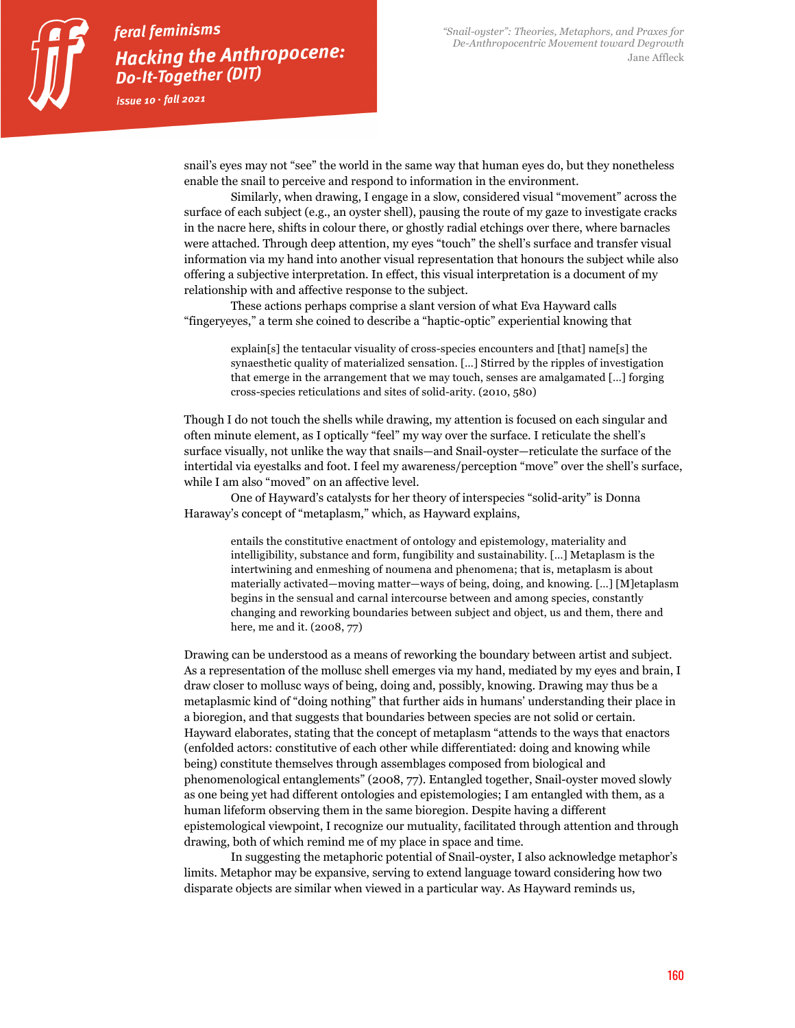snail's eyes may not "see" the world in the same way that human eyes do, but they nonetheless enable the snail to perceive and respond to information in the environment.

Similarly, when drawing, I engage in a slow, considered visual "movement" across the surface of each subject (e.g., an oyster shell), pausing the route of my gaze to investigate cracks in the nacre here, shifts in colour there, or ghostly radial etchings over there, where barnacles were attached. Through deep attention, my eyes "touch" the shell's surface and transfer visual information via my hand into another visual representation that honours the subject while also offering a subjective interpretation. In effect, this visual interpretation is a document of my relationship with and affective response to the subject.

These actions perhaps comprise a slant version of what Eva Hayward calls "fingeryeyes," a term she coined to describe a "haptic-optic" experiential knowing that

> explain[s] the tentacular visuality of cross-species encounters and [that] name[s] the synaesthetic quality of materialized sensation. […] Stirred by the ripples of investigation that emerge in the arrangement that we may touch, senses are amalgamated […] forging cross-species reticulations and sites of solid-arity. (2010, 580)

Though I do not touch the shells while drawing, my attention is focused on each singular and often minute element, as I optically "feel" my way over the surface. I reticulate the shell's surface visually, not unlike the way that snails—and Snail-oyster—reticulate the surface of the intertidal via eyestalks and foot. I feel my awareness/perception "move" over the shell's surface, while I am also "moved" on an affective level.

One of Hayward's catalysts for her theory of interspecies "solid-arity" is Donna Haraway's concept of "metaplasm," which, as Hayward explains,

> entails the constitutive enactment of ontology and epistemology, materiality and intelligibility, substance and form, fungibility and sustainability. […] Metaplasm is the intertwining and enmeshing of noumena and phenomena; that is, metaplasm is about materially activated—moving matter—ways of being, doing, and knowing. […] [M]etaplasm begins in the sensual and carnal intercourse between and among species, constantly changing and reworking boundaries between subject and object, us and them, there and here, me and it. (2008, 77)

Drawing can be understood as a means of reworking the boundary between artist and subject. As a representation of the mollusc shell emerges via my hand, mediated by my eyes and brain, I draw closer to mollusc ways of being, doing and, possibly, knowing. Drawing may thus be a metaplasmic kind of "doing nothing" that further aids in humans' understanding their place in a bioregion, and that suggests that boundaries between species are not solid or certain. Hayward elaborates, stating that the concept of metaplasm "attends to the ways that enactors (enfolded actors: constitutive of each other while differentiated: doing and knowing while being) constitute themselves through assemblages composed from biological and phenomenological entanglements" (2008, 77). Entangled together, Snail-oyster moved slowly as one being yet had different ontologies and epistemologies; I am entangled with them, as a human lifeform observing them in the same bioregion. Despite having a different epistemological viewpoint, I recognize our mutuality, facilitated through attention and through drawing, both of which remind me of my place in space and time.

In suggesting the metaphoric potential of Snail-oyster, I also acknowledge metaphor's limits. Metaphor may be expansive, serving to extend language toward considering how two disparate objects are similar when viewed in a particular way. As Hayward reminds us,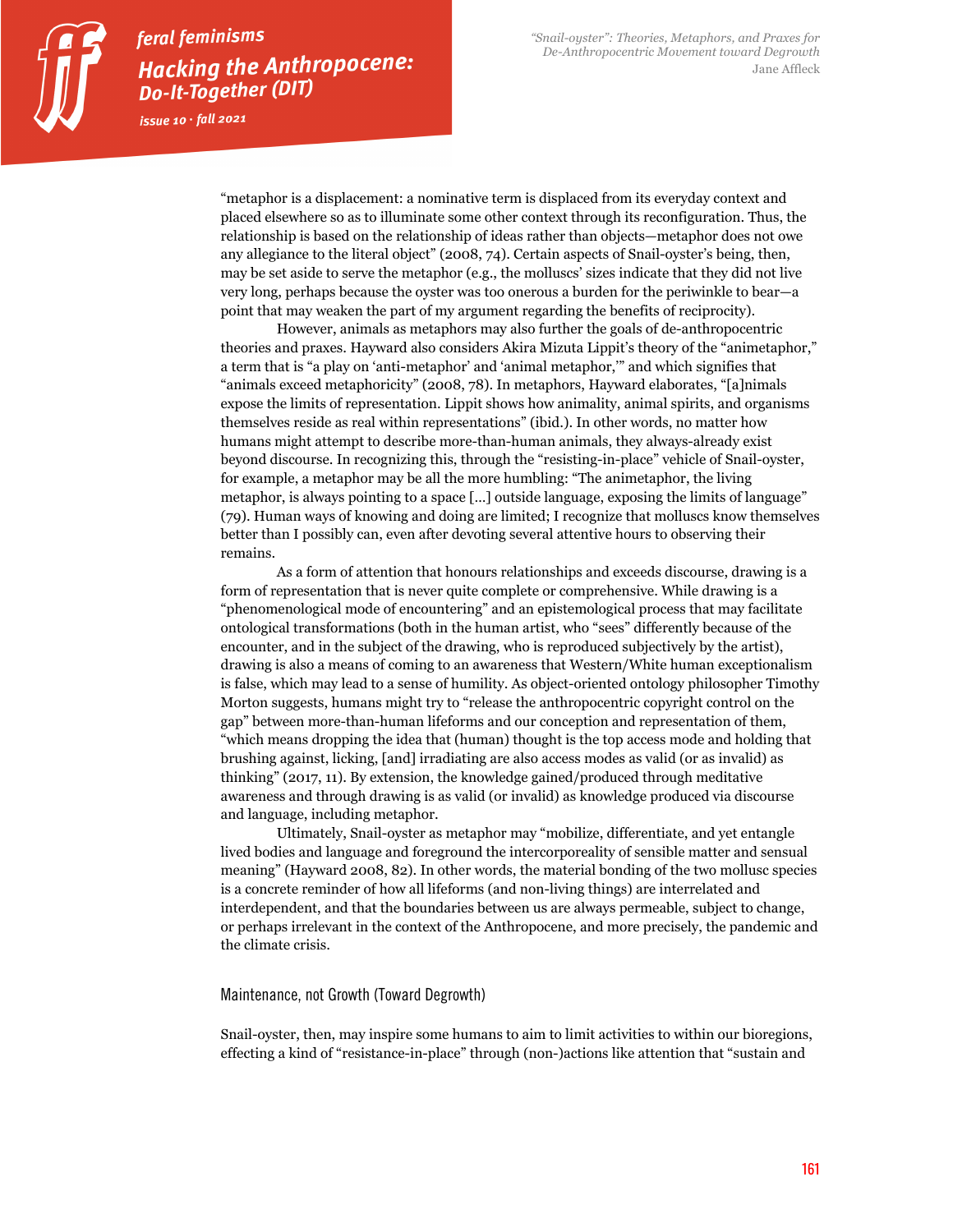"metaphor is a displacement: a nominative term is displaced from its everyday context and placed elsewhere so as to illuminate some other context through its reconfiguration. Thus, the relationship is based on the relationship of ideas rather than objects—metaphor does not owe any allegiance to the literal object" (2008, 74). Certain aspects of Snail-oyster's being, then, may be set aside to serve the metaphor (e.g., the molluscs' sizes indicate that they did not live very long, perhaps because the oyster was too onerous a burden for the periwinkle to bear—a point that may weaken the part of my argument regarding the benefits of reciprocity).

However, animals as metaphors may also further the goals of de-anthropocentric theories and praxes. Hayward also considers Akira Mizuta Lippit's theory of the "animetaphor," a term that is "a play on 'anti-metaphor' and 'animal metaphor,'" and which signifies that "animals exceed metaphoricity" (2008, 78). In metaphors, Hayward elaborates, "[a]nimals expose the limits of representation. Lippit shows how animality, animal spirits, and organisms themselves reside as real within representations" (ibid.). In other words, no matter how humans might attempt to describe more-than-human animals, they always-already exist beyond discourse. In recognizing this, through the "resisting-in-place" vehicle of Snail-oyster, for example, a metaphor may be all the more humbling: "The animetaphor, the living metaphor, is always pointing to a space [...] outside language, exposing the limits of language" (79). Human ways of knowing and doing are limited; I recognize that molluscs know themselves better than I possibly can, even after devoting several attentive hours to observing their remains.

As a form of attention that honours relationships and exceeds discourse, drawing is a form of representation that is never quite complete or comprehensive. While drawing is a "phenomenological mode of encountering" and an epistemological process that may facilitate ontological transformations (both in the human artist, who "sees" differently because of the encounter, and in the subject of the drawing, who is reproduced subjectively by the artist), drawing is also a means of coming to an awareness that Western/White human exceptionalism is false, which may lead to a sense of humility. As object-oriented ontology philosopher Timothy Morton suggests, humans might try to "release the anthropocentric copyright control on the gap" between more-than-human lifeforms and our conception and representation of them, "which means dropping the idea that (human) thought is the top access mode and holding that brushing against, licking, [and] irradiating are also access modes as valid (or as invalid) as thinking" (2017, 11). By extension, the knowledge gained/produced through meditative awareness and through drawing is as valid (or invalid) as knowledge produced via discourse and language, including metaphor.

Ultimately, Snail-oyster as metaphor may "mobilize, differentiate, and yet entangle lived bodies and language and foreground the intercorporeality of sensible matter and sensual meaning" (Hayward 2008, 82). In other words, the material bonding of the two mollusc species is a concrete reminder of how all lifeforms (and non-living things) are interrelated and interdependent, and that the boundaries between us are always permeable, subject to change, or perhaps irrelevant in the context of the Anthropocene, and more precisely, the pandemic and the climate crisis.

## Maintenance, not Growth (Toward Degrowth)

Snail-oyster, then, may inspire some humans to aim to limit activities to within our bioregions, effecting a kind of "resistance-in-place" through (non-)actions like attention that "sustain and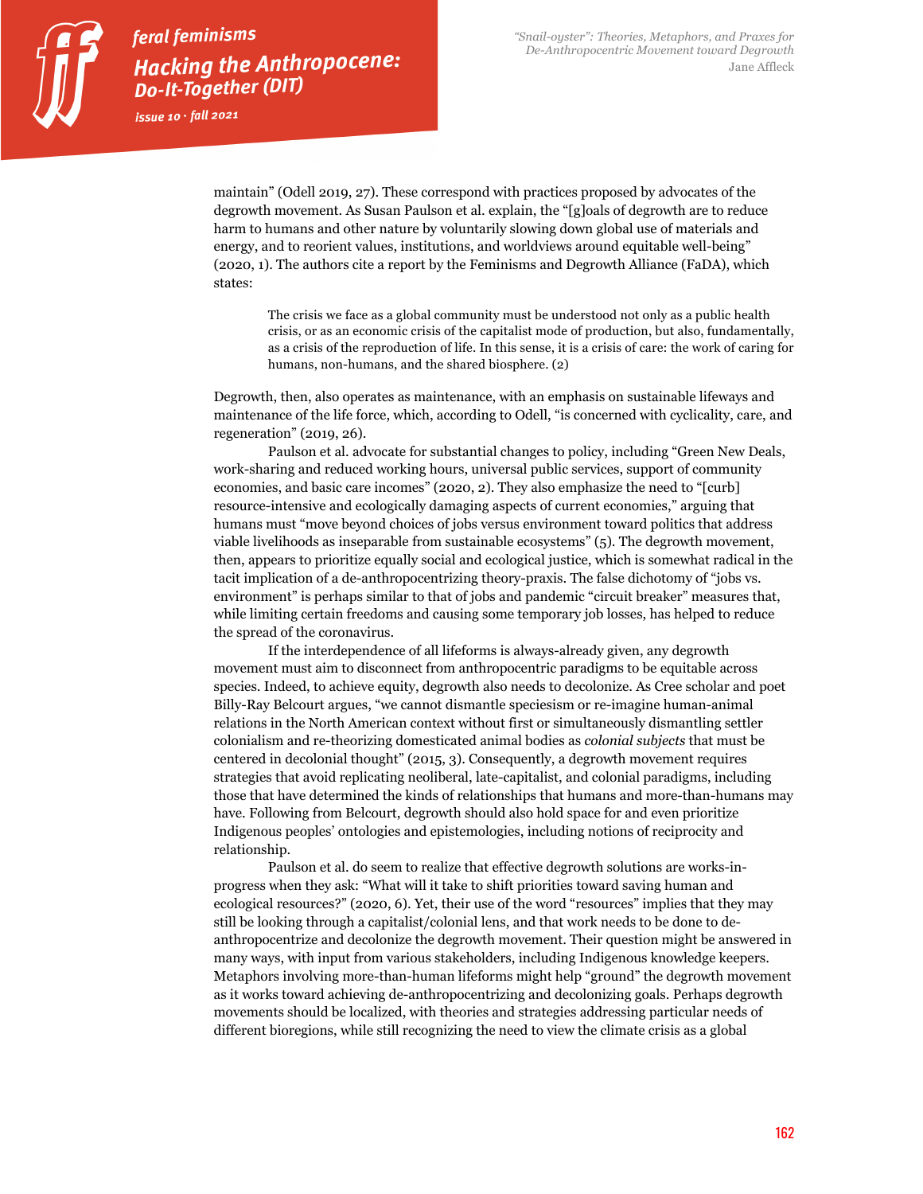maintain" (Odell 2019, 27). These correspond with practices proposed by advocates of the degrowth movement. As Susan Paulson et al. explain, the "[g]oals of degrowth are to reduce harm to humans and other nature by voluntarily slowing down global use of materials and energy, and to reorient values, institutions, and worldviews around equitable well-being" (2020, 1). The authors cite a report by the Feminisms and Degrowth Alliance (FaDA), which states:

> The crisis we face as a global community must be understood not only as a public health crisis, or as an economic crisis of the capitalist mode of production, but also, fundamentally, as a crisis of the reproduction of life. In this sense, it is a crisis of care: the work of caring for humans, non-humans, and the shared biosphere. (2)

Degrowth, then, also operates as maintenance, with an emphasis on sustainable lifeways and maintenance of the life force, which, according to Odell, "is concerned with cyclicality, care, and regeneration" (2019, 26).

Paulson et al. advocate for substantial changes to policy, including "Green New Deals, work-sharing and reduced working hours, universal public services, support of community economies, and basic care incomes" (2020, 2). They also emphasize the need to "[curb] resource-intensive and ecologically damaging aspects of current economies," arguing that humans must "move beyond choices of jobs versus environment toward politics that address viable livelihoods as inseparable from sustainable ecosystems" (5). The degrowth movement, then, appears to prioritize equally social and ecological justice, which is somewhat radical in the tacit implication of a de-anthropocentrizing theory-praxis. The false dichotomy of "jobs vs. environment" is perhaps similar to that of jobs and pandemic "circuit breaker" measures that, while limiting certain freedoms and causing some temporary job losses, has helped to reduce the spread of the coronavirus.

If the interdependence of all lifeforms is always-already given, any degrowth movement must aim to disconnect from anthropocentric paradigms to be equitable across species. Indeed, to achieve equity, degrowth also needs to decolonize. As Cree scholar and poet Billy-Ray Belcourt argues, "we cannot dismantle speciesism or re-imagine human-animal relations in the North American context without first or simultaneously dismantling settler colonialism and re-theorizing domesticated animal bodies as *colonial subjects* that must be centered in decolonial thought" (2015, 3). Consequently, a degrowth movement requires strategies that avoid replicating neoliberal, late-capitalist, and colonial paradigms, including those that have determined the kinds of relationships that humans and more-than-humans may have. Following from Belcourt, degrowth should also hold space for and even prioritize Indigenous peoples' ontologies and epistemologies, including notions of reciprocity and relationship.

Paulson et al. do seem to realize that effective degrowth solutions are works-in-progress when they ask: "What will it take to shift priorities toward saving human and ecological resources?" (2020, 6). Yet, their use of the word "resources" implies that they may still be looking through a capitalist/colonial lens, and that work needs to be done to de-anthropocentrize and decolonize the degrowth movement. Their question might be answered in many ways, with input from various stakeholders, including Indigenous knowledge keepers. Metaphors involving more-than-human lifeforms might help "ground" the degrowth movement as it works toward achieving de-anthropocentrizing and decolonizing goals. Perhaps degrowth movements should be localized, with theories and strategies addressing particular needs of different bioregions, while still recognizing the need to view the climate crisis as a global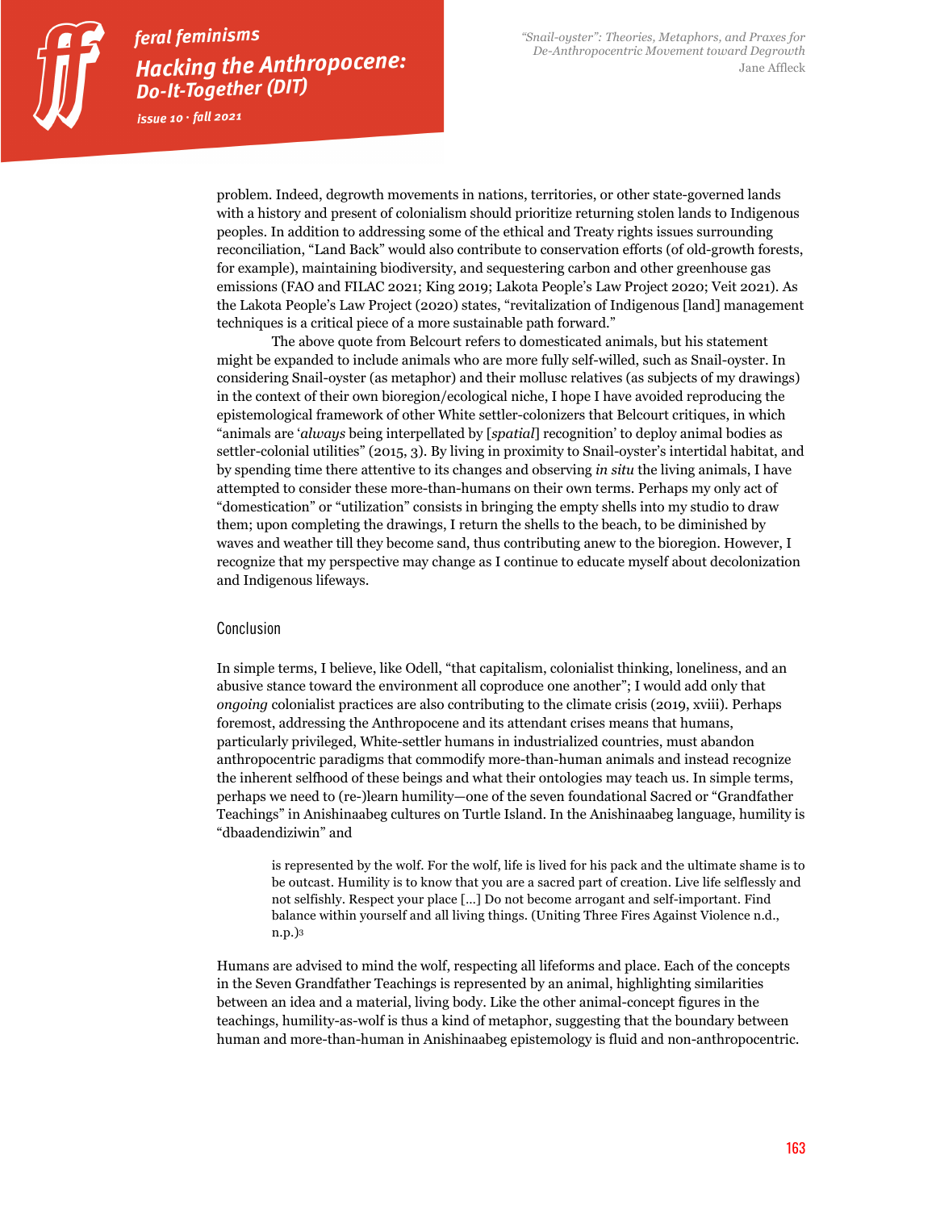problem. Indeed, degrowth movements in nations, territories, or other state-governed lands with a history and present of colonialism should prioritize returning stolen lands to Indigenous peoples. In addition to addressing some of the ethical and Treaty rights issues surrounding reconciliation, "Land Back" would also contribute to conservation efforts (of old-growth forests, for example), maintaining biodiversity, and sequestering carbon and other greenhouse gas emissions (FAO and FILAC 2021; King 2019; Lakota People's Law Project 2020; Veit 2021). As the Lakota People's Law Project (2020) states, "revitalization of Indigenous [land] management techniques is a critical piece of a more sustainable path forward."

The above quote from Belcourt refers to domesticated animals, but his statement might be expanded to include animals who are more fully self-willed, such as Snail-oyster. In considering Snail-oyster (as metaphor) and their mollusc relatives (as subjects of my drawings) in the context of their own bioregion/ecological niche, I hope I have avoided reproducing the epistemological framework of other White settler-colonizers that Belcourt critiques, in which "animals are '*always* being interpellated by [*spatial*] recognition' to deploy animal bodies as settler-colonial utilities" (2015, 3). By living in proximity to Snail-oyster's intertidal habitat, and by spending time there attentive to its changes and observing *in situ* the living animals, I have attempted to consider these more-than-humans on their own terms. Perhaps my only act of "domestication" or "utilization" consists in bringing the empty shells into my studio to draw them; upon completing the drawings, I return the shells to the beach, to be diminished by waves and weather till they become sand, thus contributing anew to the bioregion. However, I recognize that my perspective may change as I continue to educate myself about decolonization and Indigenous lifeways.

## Conclusion

In simple terms, I believe, like Odell, "that capitalism, colonialist thinking, loneliness, and an abusive stance toward the environment all coproduce one another"; I would add only that *ongoing* colonialist practices are also contributing to the climate crisis (2019, xviii). Perhaps foremost, addressing the Anthropocene and its attendant crises means that humans, particularly privileged, White-settler humans in industrialized countries, must abandon anthropocentric paradigms that commodify more-than-human animals and instead recognize the inherent selfhood of these beings and what their ontologies may teach us. In simple terms, perhaps we need to (re-)learn humility—one of the seven foundational Sacred or "Grandfather Teachings" in Anishinaabeg cultures on Turtle Island. In the Anishinaabeg language, humility is "dbaadendiziwin" and

> is represented by the wolf. For the wolf, life is lived for his pack and the ultimate shame is to be outcast. Humility is to know that you are a sacred part of creation. Live life selflessly and not selfishly. Respect your place […] Do not become arrogant and self-important. Find balance within yourself and all living things. (Uniting Three Fires Against Violence n.d., n.p.)[3]

Humans are advised to mind the wolf, respecting all lifeforms and place. Each of the concepts in the Seven Grandfather Teachings is represented by an animal, highlighting similarities between an idea and a material, living body. Like the other animal-concept figures in the teachings, humility-as-wolf is thus a kind of metaphor, suggesting that the boundary between human and more-than-human in Anishinaabeg epistemology is fluid and non-anthropocentric.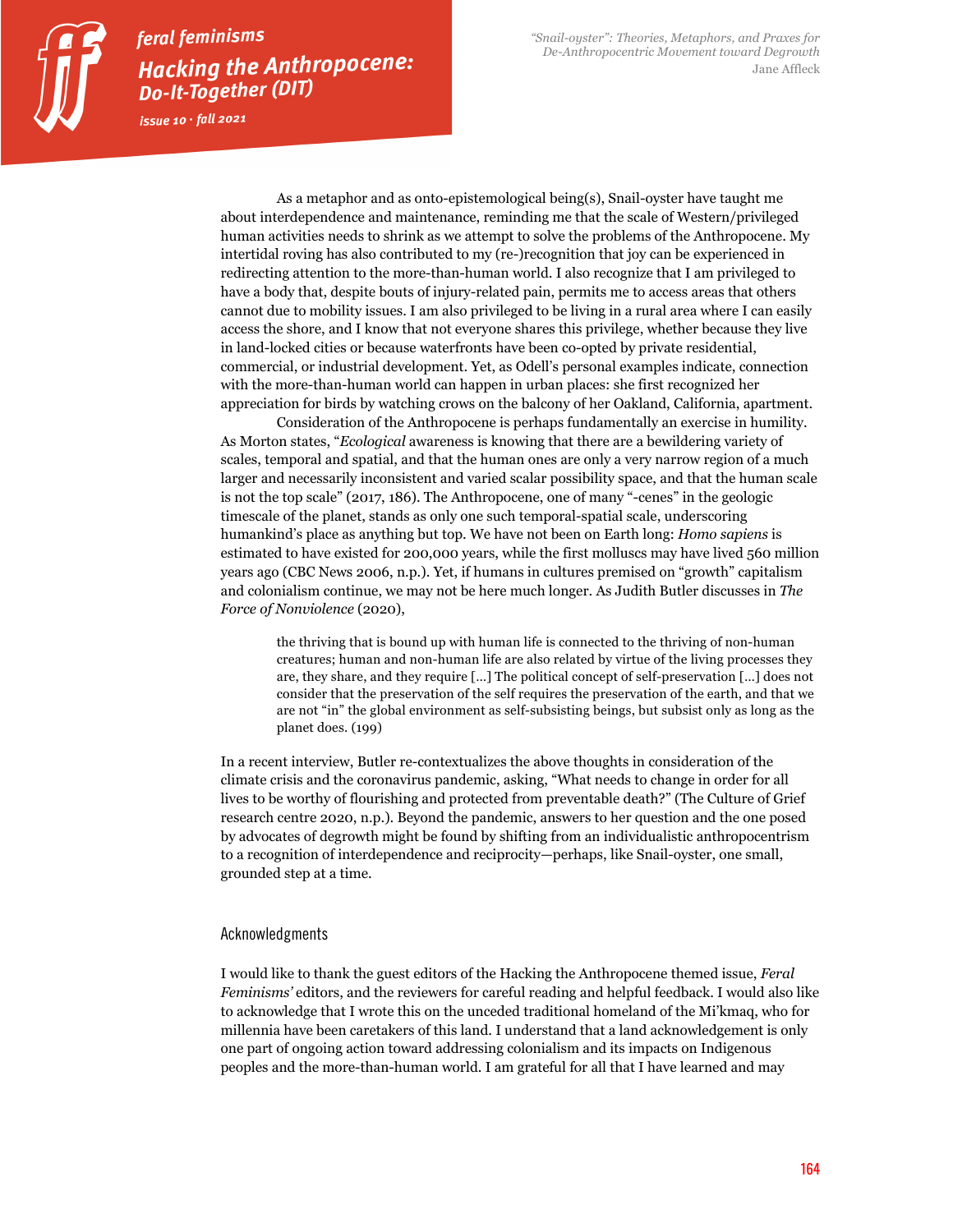As a metaphor and as onto-epistemological being(s), Snail-oyster have taught me about interdependence and maintenance, reminding me that the scale of Western/privileged human activities needs to shrink as we attempt to solve the problems of the Anthropocene. My intertidal roving has also contributed to my (re-)recognition that joy can be experienced in redirecting attention to the more-than-human world. I also recognize that I am privileged to have a body that, despite bouts of injury-related pain, permits me to access areas that others cannot due to mobility issues. I am also privileged to be living in a rural area where I can easily access the shore, and I know that not everyone shares this privilege, whether because they live in land-locked cities or because waterfronts have been co-opted by private residential, commercial, or industrial development. Yet, as Odell's personal examples indicate, connection with the more-than-human world can happen in urban places: she first recognized her appreciation for birds by watching crows on the balcony of her Oakland, California, apartment.

Consideration of the Anthropocene is perhaps fundamentally an exercise in humility. As Morton states, "*Ecological* awareness is knowing that there are a bewildering variety of scales, temporal and spatial, and that the human ones are only a very narrow region of a much larger and necessarily inconsistent and varied scalar possibility space, and that the human scale is not the top scale" (2017, 186). The Anthropocene, one of many "-cenes" in the geologic timescale of the planet, stands as only one such temporal-spatial scale, underscoring humankind's place as anything but top. We have not been on Earth long: *Homo sapiens* is estimated to have existed for 200,000 years, while the first molluscs may have lived 560 million years ago (CBC News 2006, n.p.). Yet, if humans in cultures premised on "growth" capitalism and colonialism continue, we may not be here much longer. As Judith Butler discusses in *The Force of Nonviolence* (2020),

> the thriving that is bound up with human life is connected to the thriving of non-human creatures; human and non-human life are also related by virtue of the living processes they are, they share, and they require […] The political concept of self-preservation […] does not consider that the preservation of the self requires the preservation of the earth, and that we are not "in" the global environment as self-subsisting beings, but subsist only as long as the planet does. (199)

In a recent interview, Butler re-contextualizes the above thoughts in consideration of the climate crisis and the coronavirus pandemic, asking, "What needs to change in order for all lives to be worthy of flourishing and protected from preventable death?" (The Culture of Grief research centre 2020, n.p.). Beyond the pandemic, answers to her question and the one posed by advocates of degrowth might be found by shifting from an individualistic anthropocentrism to a recognition of interdependence and reciprocity—perhaps, like Snail-oyster, one small, grounded step at a time.

## Acknowledgments

I would like to thank the guest editors of the Hacking the Anthropocene themed issue, *Feral Feminisms'* editors, and the reviewers for careful reading and helpful feedback. I would also like to acknowledge that I wrote this on the unceded traditional homeland of the Mi'kmaq, who for millennia have been caretakers of this land. I understand that a land acknowledgement is only one part of ongoing action toward addressing colonialism and its impacts on Indigenous peoples and the more-than-human world. I am grateful for all that I have learned and may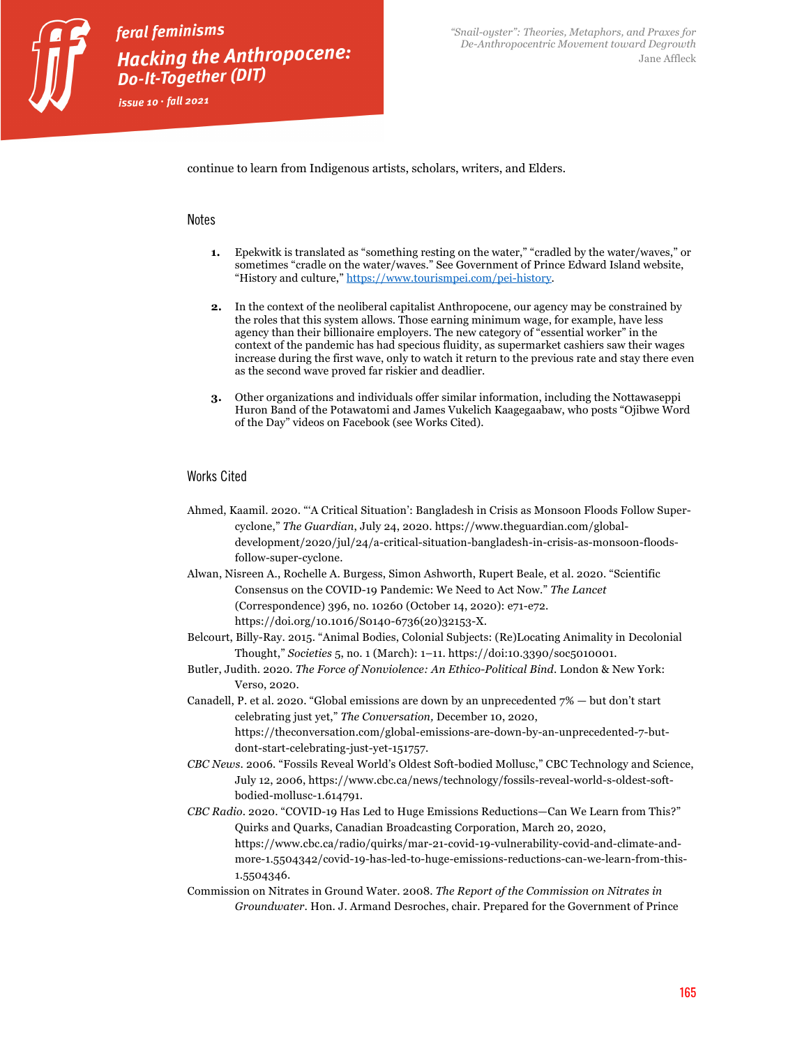continue to learn from Indigenous artists, scholars, writers, and Elders.

## Notes

1. Epekwitk is translated as "something resting on the water," "cradled by the water/waves," or sometimes "cradle on the water/waves." See Government of Prince Edward Island website, "History and culture," https://www.tourismpei.com/pei-history.

2. In the context of the neoliberal capitalist Anthropocene, our agency may be constrained by the roles that this system allows. Those earning minimum wage, for example, have less agency than their billionaire employers. The new category of "essential worker" in the context of the pandemic has had specious fluidity, as supermarket cashiers saw their wages increase during the first wave, only to watch it return to the previous rate and stay there even as the second wave proved far riskier and deadlier.

3. Other organizations and individuals offer similar information, including the Nottawaseppi Huron Band of the Potawatomi and James Vukelich Kaagegaabaw, who posts "Ojibwe Word of the Day" videos on Facebook (see Works Cited).

## Works Cited

Ahmed, Kaamil. 2020. "'A Critical Situation': Bangladesh in Crisis as Monsoon Floods Follow Super-cyclone," *The Guardian*, July 24, 2020. https://www.theguardian.com/global-development/2020/jul/24/a-critical-situation-bangladesh-in-crisis-as-monsoon-floods-follow-super-cyclone.

Alwan, Nisreen A., Rochelle A. Burgess, Simon Ashworth, Rupert Beale, et al. 2020. "Scientific Consensus on the COVID-19 Pandemic: We Need to Act Now." *The Lancet* (Correspondence) 396, no. 10260 (October 14, 2020): e71-e72. https://doi.org/10.1016/S0140-6736(20)32153-X.

Belcourt, Billy-Ray. 2015. "Animal Bodies, Colonial Subjects: (Re)Locating Animality in Decolonial Thought," *Societies* 5, no. 1 (March): 1–11. https://doi:10.3390/soc5010001.

Butler, Judith. 2020. *The Force of Nonviolence: An Ethico-Political Bind*. London & New York: Verso, 2020.

Canadell, P. et al. 2020. "Global emissions are down by an unprecedented 7% — but don't start celebrating just yet," *The Conversation,* December 10, 2020, https://theconversation.com/global-emissions-are-down-by-an-unprecedented-7-but-dont-start-celebrating-just-yet-151757.

*CBC News*. 2006. "Fossils Reveal World's Oldest Soft-bodied Mollusc," CBC Technology and Science, July 12, 2006, https://www.cbc.ca/news/technology/fossils-reveal-world-s-oldest-soft-bodied-mollusc-1.614791.

*CBC Radio*. 2020. "COVID-19 Has Led to Huge Emissions Reductions—Can We Learn from This?" Quirks and Quarks, Canadian Broadcasting Corporation, March 20, 2020, https://www.cbc.ca/radio/quirks/mar-21-covid-19-vulnerability-covid-and-climate-and-more-1.5504342/covid-19-has-led-to-huge-emissions-reductions-can-we-learn-from-this-1.5504346.

Commission on Nitrates in Ground Water. 2008. *The Report of the Commission on Nitrates in Groundwater*. Hon. J. Armand Desroches, chair. Prepared for the Government of Prince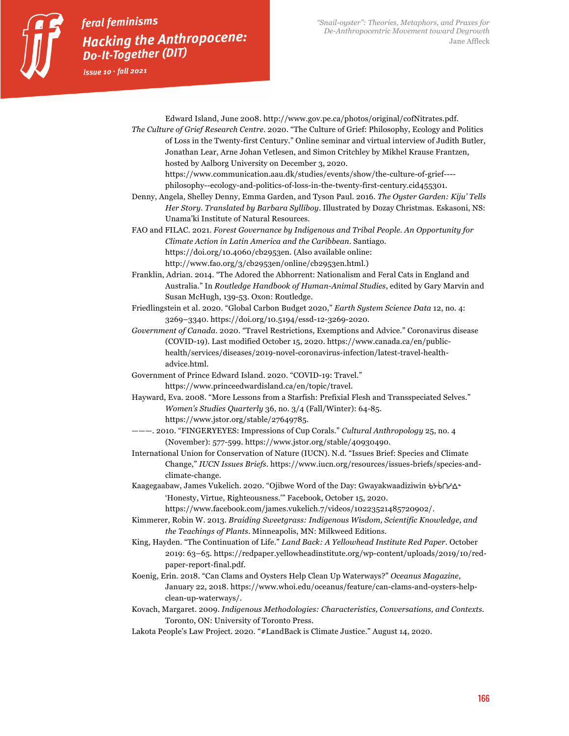Edward Island, June 2008. http://www.gov.pe.ca/photos/original/cofNitrates.pdf.

*The Culture of Grief Research Centre*. 2020. "The Culture of Grief: Philosophy, Ecology and Politics of Loss in the Twenty-first Century." Online seminar and virtual interview of Judith Butler, Jonathan Lear, Arne Johan Vetlesen, and Simon Critchley by Mikhel Krause Frantzen, hosted by Aalborg University on December 3, 2020. https://www.communication.aau.dk/studies/events/show/the-culture-of-grief----philosophy--ecology-and-politics-of-loss-in-the-twenty-first-century.cid455301.

Denny, Angela, Shelley Denny, Emma Garden, and Tyson Paul. 2016. *The Oyster Garden: Kiju' Tells Her Story. Translated by Barbara Sylliboy*. Illustrated by Dozay Christmas. Eskasoni, NS: Unama'ki Institute of Natural Resources.

FAO and FILAC. 2021. *Forest Governance by Indigenous and Tribal People. An Opportunity for Climate Action in Latin America and the Caribbean*. Santiago. https://doi.org/10.4060/cb2953en. (Also available online: http://www.fao.org/3/cb2953en/online/cb2953en.html.)

Franklin, Adrian. 2014. "The Adored the Abhorrent: Nationalism and Feral Cats in England and Australia." In *Routledge Handbook of Human-Animal Studies*, edited by Gary Marvin and Susan McHugh, 139-53. Oxon: Routledge.

Friedlingstein et al. 2020. "Global Carbon Budget 2020," *Earth System Science Data* 12, no. 4: 3269–3340. https://doi.org/10.5194/essd-12-3269-2020.

*Government of Canada*. 2020. "Travel Restrictions, Exemptions and Advice." Coronavirus disease (COVID-19). Last modified October 15, 2020. https://www.canada.ca/en/public-health/services/diseases/2019-novel-coronavirus-infection/latest-travel-health-advice.html.

Government of Prince Edward Island. 2020. "COVID-19: Travel." https://www.princeedwardisland.ca/en/topic/travel.

Hayward, Eva. 2008. "More Lessons from a Starfish: Prefixial Flesh and Transspeciated Selves." *Women's Studies Quarterly* 36, no. 3/4 (Fall/Winter): 64-85. https://www.jstor.org/stable/27649785.

———. 2010. "FINGERYEYES: Impressions of Cup Corals." *Cultural Anthropology* 25, no. 4 (November): 577-599. https://www.jstor.org/stable/40930490.

International Union for Conservation of Nature (IUCN). N.d. "Issues Brief: Species and Climate Change," *IUCN Issues Briefs*. https://www.iucn.org/resources/issues-briefs/species-and-climate-change.

Kaagegaabaw, James Vukelich. 2020. "Ojibwe Word of the Day: Gwayakwaadiziwin ᑲᔭᑳᑎᓯᐎᐣ 'Honesty, Virtue, Righteousness.'" Facebook, October 15, 2020. https://www.facebook.com/james.vukelich.7/videos/10223521485720902/.

Kimmerer, Robin W. 2013. *Braiding Sweetgrass: Indigenous Wisdom, Scientific Knowledge, and the Teachings of Plants*. Minneapolis, MN: Milkweed Editions.

King, Hayden. "The Continuation of Life." *Land Back: A Yellowhead Institute Red Paper*. October 2019: 63–65. https://redpaper.yellowheadinstitute.org/wp-content/uploads/2019/10/red-paper-report-final.pdf.

Koenig, Erin. 2018. "Can Clams and Oysters Help Clean Up Waterways?" *Oceanus Magazine*, January 22, 2018. https://www.whoi.edu/oceanus/feature/can-clams-and-oysters-help-clean-up-waterways/.

Kovach, Margaret. 2009. *Indigenous Methodologies: Characteristics, Conversations, and Contexts*. Toronto, ON: University of Toronto Press.

Lakota People's Law Project. 2020. "#LandBack is Climate Justice." August 14, 2020.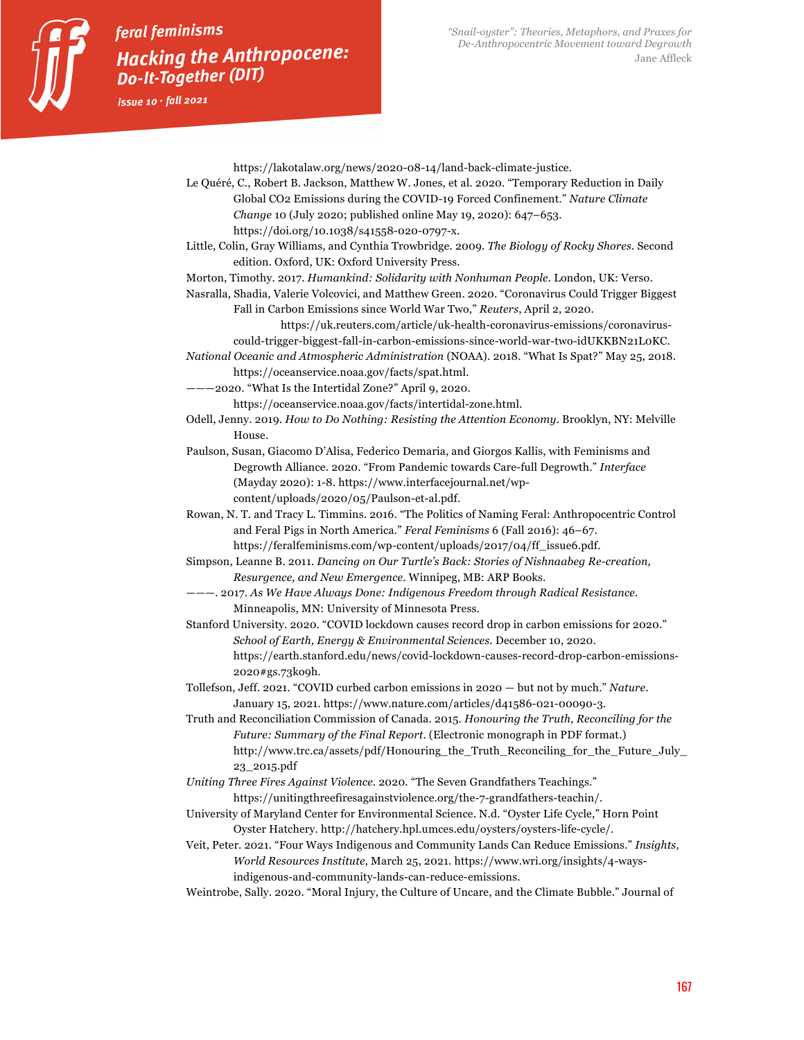https://lakotalaw.org/news/2020-08-14/land-back-climate-justice.

Le Quéré, C., Robert B. Jackson, Matthew W. Jones, et al. 2020. “Temporary Reduction in Daily Global CO2 Emissions during the COVID-19 Forced Confinement.” *Nature Climate Change* 10 (July 2020; published online May 19, 2020): 647–653. https://doi.org/10.1038/s41558-020-0797-x.

Little, Colin, Gray Williams, and Cynthia Trowbridge. 2009. *The Biology of Rocky Shores.* Second edition. Oxford, UK: Oxford University Press.

Morton, Timothy. 2017. *Humankind: Solidarity with Nonhuman People*. London, UK: Verso.

Nasralla, Shadia, Valerie Volcovici, and Matthew Green. 2020. “Coronavirus Could Trigger Biggest Fall in Carbon Emissions since World War Two,” *Reuters*, April 2, 2020. https://uk.reuters.com/article/uk-health-coronavirus-emissions/coronavirus-could-trigger-biggest-fall-in-carbon-emissions-since-world-war-two-idUKKBN21L0KC.

*National Oceanic and Atmospheric Administration* (NOAA). 2018. “What Is Spat?” May 25, 2018. https://oceanservice.noaa.gov/facts/spat.html.

———2020. “What Is the Intertidal Zone?” April 9, 2020. https://oceanservice.noaa.gov/facts/intertidal-zone.html.

Odell, Jenny. 2019. *How to Do Nothing: Resisting the Attention Economy*. Brooklyn, NY: Melville House.

Paulson, Susan, Giacomo D’Alisa, Federico Demaria, and Giorgos Kallis, with Feminisms and Degrowth Alliance. 2020. “From Pandemic towards Care-full Degrowth.” *Interface* (Mayday 2020): 1-8. https://www.interfacejournal.net/wp-content/uploads/2020/05/Paulson-et-al.pdf.

Rowan, N. T. and Tracy L. Timmins. 2016. “The Politics of Naming Feral: Anthropocentric Control and Feral Pigs in North America.” *Feral Feminisms* 6 (Fall 2016): 46–67. https://feralfeminisms.com/wp-content/uploads/2017/04/ff_issue6.pdf.

Simpson, Leanne B. 2011. *Dancing on Our Turtle’s Back: Stories of Nishnaabeg Re-creation, Resurgence, and New Emergence*. Winnipeg, MB: ARP Books.

———. 2017. *As We Have Always Done: Indigenous Freedom through Radical Resistance*. Minneapolis, MN: University of Minnesota Press.

Stanford University. 2020. “COVID lockdown causes record drop in carbon emissions for 2020.” *School of Earth, Energy & Environmental Sciences*. December 10, 2020. https://earth.stanford.edu/news/covid-lockdown-causes-record-drop-carbon-emissions-2020#gs.73ko9h.

Tollefson, Jeff. 2021. “COVID curbed carbon emissions in 2020 — but not by much.” *Nature*. January 15, 2021. https://www.nature.com/articles/d41586-021-00090-3.

Truth and Reconciliation Commission of Canada. 2015. *Honouring the Truth, Reconciling for the Future: Summary of the Final Report*. (Electronic monograph in PDF format.) http://www.trc.ca/assets/pdf/Honouring_the_Truth_Reconciling_for_the_Future_July_23_2015.pdf

*Uniting Three Fires Against Violence*. 2020. “The Seven Grandfathers Teachings.” https://unitingthreefiresagainstviolence.org/the-7-grandfathers-teachin/.

University of Maryland Center for Environmental Science. N.d. “Oyster Life Cycle,” Horn Point Oyster Hatchery. http://hatchery.hpl.umces.edu/oysters/oysters-life-cycle/.

Veit, Peter. 2021. “Four Ways Indigenous and Community Lands Can Reduce Emissions.” *Insights, World Resources Institute*, March 25, 2021. https://www.wri.org/insights/4-ways-indigenous-and-community-lands-can-reduce-emissions.

Weintrobe, Sally. 2020. “Moral Injury, the Culture of Uncare, and the Climate Bubble.” Journal of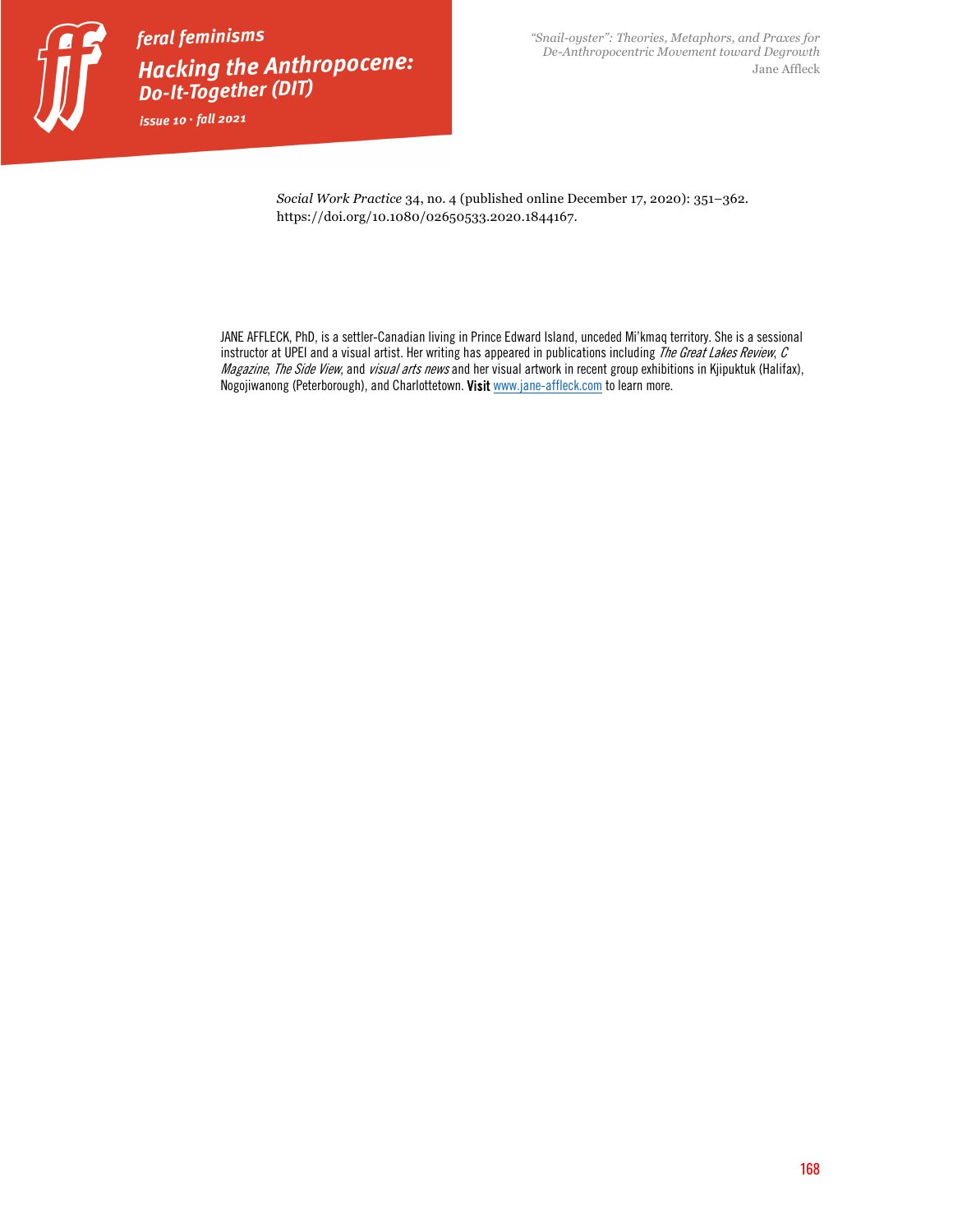*Social Work Practice* 34, no. 4 (published online December 17, 2020): 351–362. https://doi.org/10.1080/02650533.2020.1844167.

JANE AFFLECK, PhD, is a settler-Canadian living in Prince Edward Island, unceded Mi'kmaq territory. She is a sessional instructor at UPEI and a visual artist. Her writing has appeared in publications including *The Great Lakes Review*, *C Magazine*, *The Side View*, and *visual arts news* and her visual artwork in recent group exhibitions in Kjipuktuk (Halifax), Nogojiwanong (Peterborough), and Charlottetown. **Visit** www.jane-affleck.com to learn more.